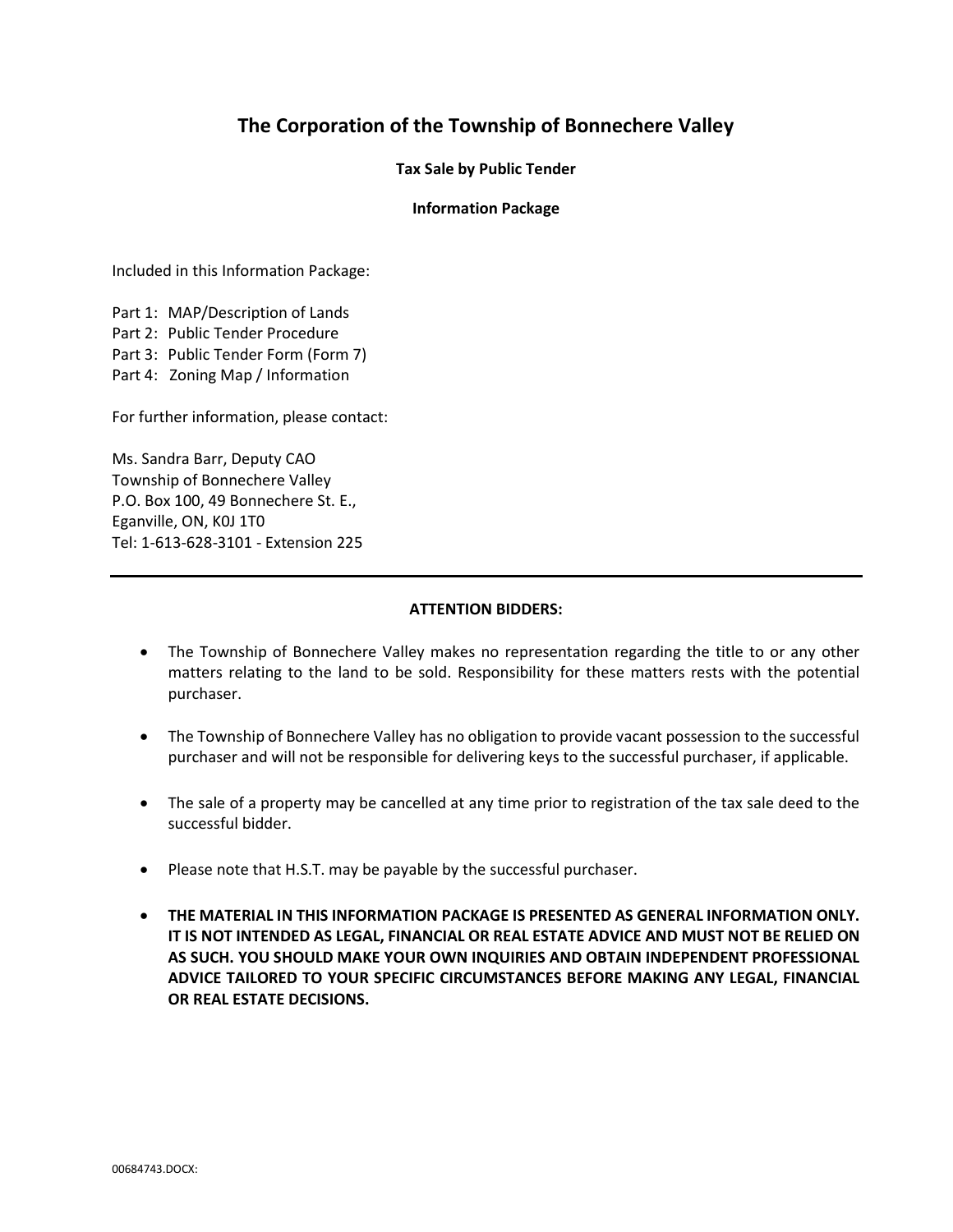# The Corporation of the Township of Bonnechere Valley

**Tax Sale by Public Tender**

**Information Package**

Included in this Information Package:

Part 1: MAP/Description of Lands
Part 2: Public Tender Procedure
Part 3: Public Tender Form (Form 7)
Part 4: Zoning Map / Information

For further information, please contact:

Ms. Sandra Barr, Deputy CAO
Township of Bonnechere Valley
P.O. Box 100, 49 Bonnechere St. E.,
Eganville, ON, K0J 1T0
Tel: 1-613-628-3101 - Extension 225

---

**ATTENTION BIDDERS:**

- The Township of Bonnechere Valley makes no representation regarding the title to or any other matters relating to the land to be sold. Responsibility for these matters rests with the potential purchaser.
- The Township of Bonnechere Valley has no obligation to provide vacant possession to the successful purchaser and will not be responsible for delivering keys to the successful purchaser, if applicable.
- The sale of a property may be cancelled at any time prior to registration of the tax sale deed to the successful bidder.
- Please note that H.S.T. may be payable by the successful purchaser.
- **THE MATERIAL IN THIS INFORMATION PACKAGE IS PRESENTED AS GENERAL INFORMATION ONLY. IT IS NOT INTENDED AS LEGAL, FINANCIAL OR REAL ESTATE ADVICE AND MUST NOT BE RELIED ON AS SUCH. YOU SHOULD MAKE YOUR OWN INQUIRIES AND OBTAIN INDEPENDENT PROFESSIONAL ADVICE TAILORED TO YOUR SPECIFIC CIRCUMSTANCES BEFORE MAKING ANY LEGAL, FINANCIAL OR REAL ESTATE DECISIONS.**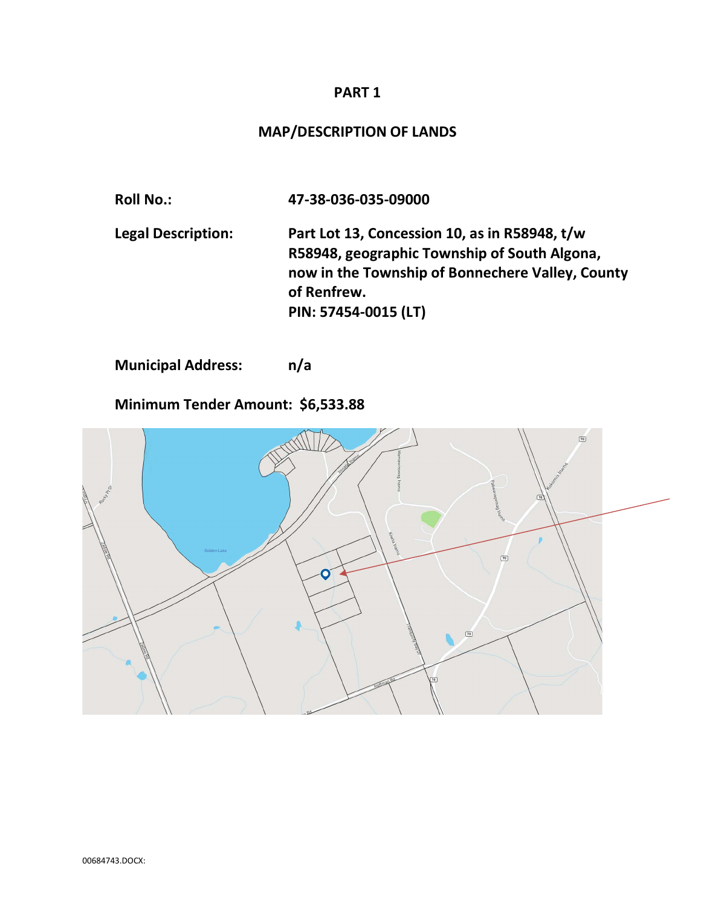# PART 1

## MAP/DESCRIPTION OF LANDS

**Roll No.:** **47-38-036-035-09000**

**Legal Description:** **Part Lot 13, Concession 10, as in R58948, t/w R58948, geographic Township of South Algona, now in the Township of Bonnechere Valley, County of Renfrew.**
**PIN: 57454-0015 (LT)**

**Municipal Address:** **n/a**

**Minimum Tender Amount: $6,533.88**

00684743.DOCX: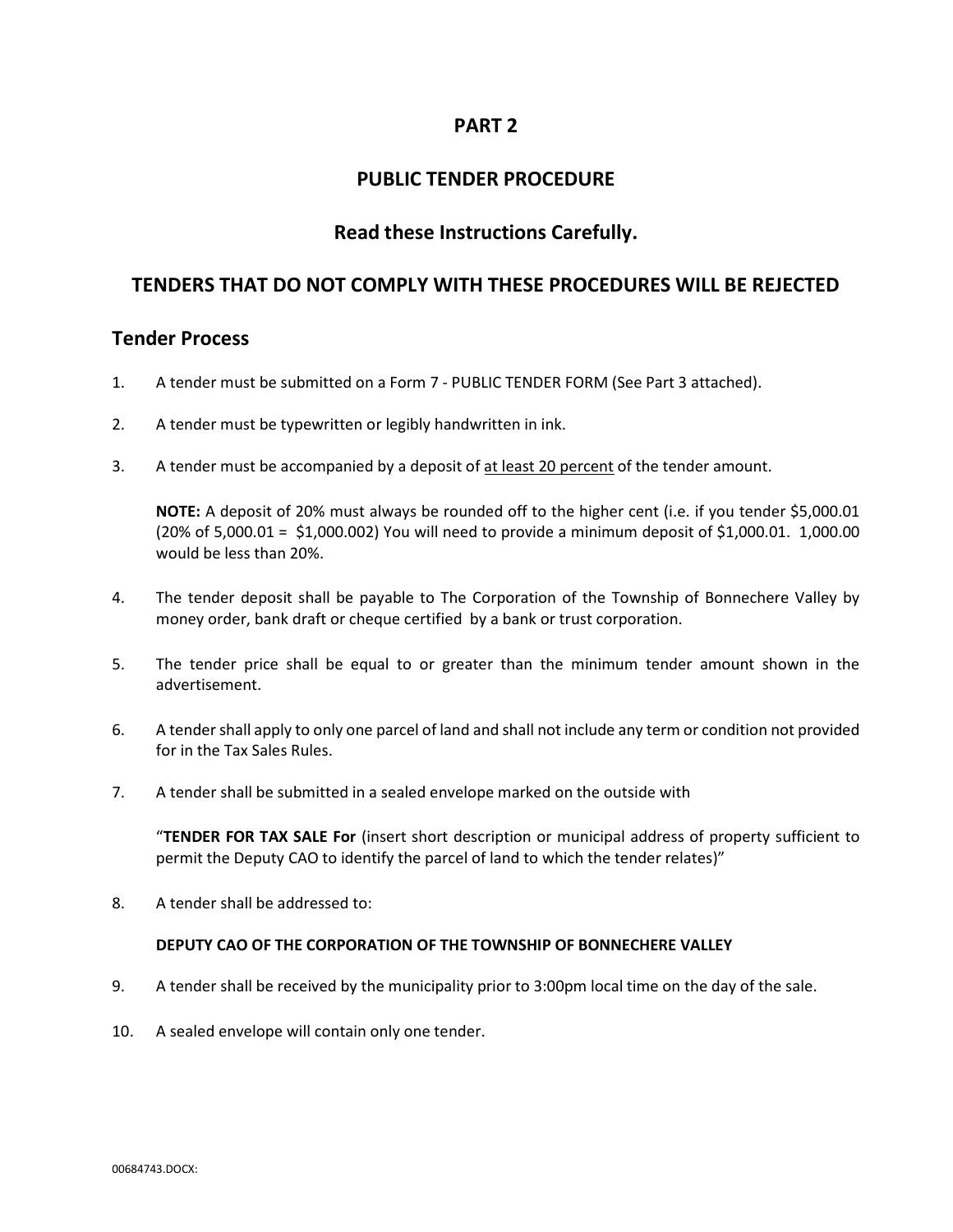# PART 2

# PUBLIC TENDER PROCEDURE

## Read these Instructions Carefully.

## TENDERS THAT DO NOT COMPLY WITH THESE PROCEDURES WILL BE REJECTED

## Tender Process

1. A tender must be submitted on a Form 7 - PUBLIC TENDER FORM (See Part 3 attached).

2. A tender must be typewritten or legibly handwritten in ink.

3. A tender must be accompanied by a deposit of <u>at least 20 percent</u> of the tender amount.

   **NOTE:** A deposit of 20% must always be rounded off to the higher cent (i.e. if you tender $5,000.01 (20% of 5,000.01 = $1,000.002) You will need to provide a minimum deposit of $1,000.01. 1,000.00 would be less than 20%.

4. The tender deposit shall be payable to The Corporation of the Township of Bonnechere Valley by money order, bank draft or cheque certified by a bank or trust corporation.

5. The tender price shall be equal to or greater than the minimum tender amount shown in the advertisement.

6. A tender shall apply to only one parcel of land and shall not include any term or condition not provided for in the Tax Sales Rules.

7. A tender shall be submitted in a sealed envelope marked on the outside with

   "**TENDER FOR TAX SALE For** (insert short description or municipal address of property sufficient to permit the Deputy CAO to identify the parcel of land to which the tender relates)"

8. A tender shall be addressed to:

   **DEPUTY CAO OF THE CORPORATION OF THE TOWNSHIP OF BONNECHERE VALLEY**

9. A tender shall be received by the municipality prior to 3:00pm local time on the day of the sale.

10. A sealed envelope will contain only one tender.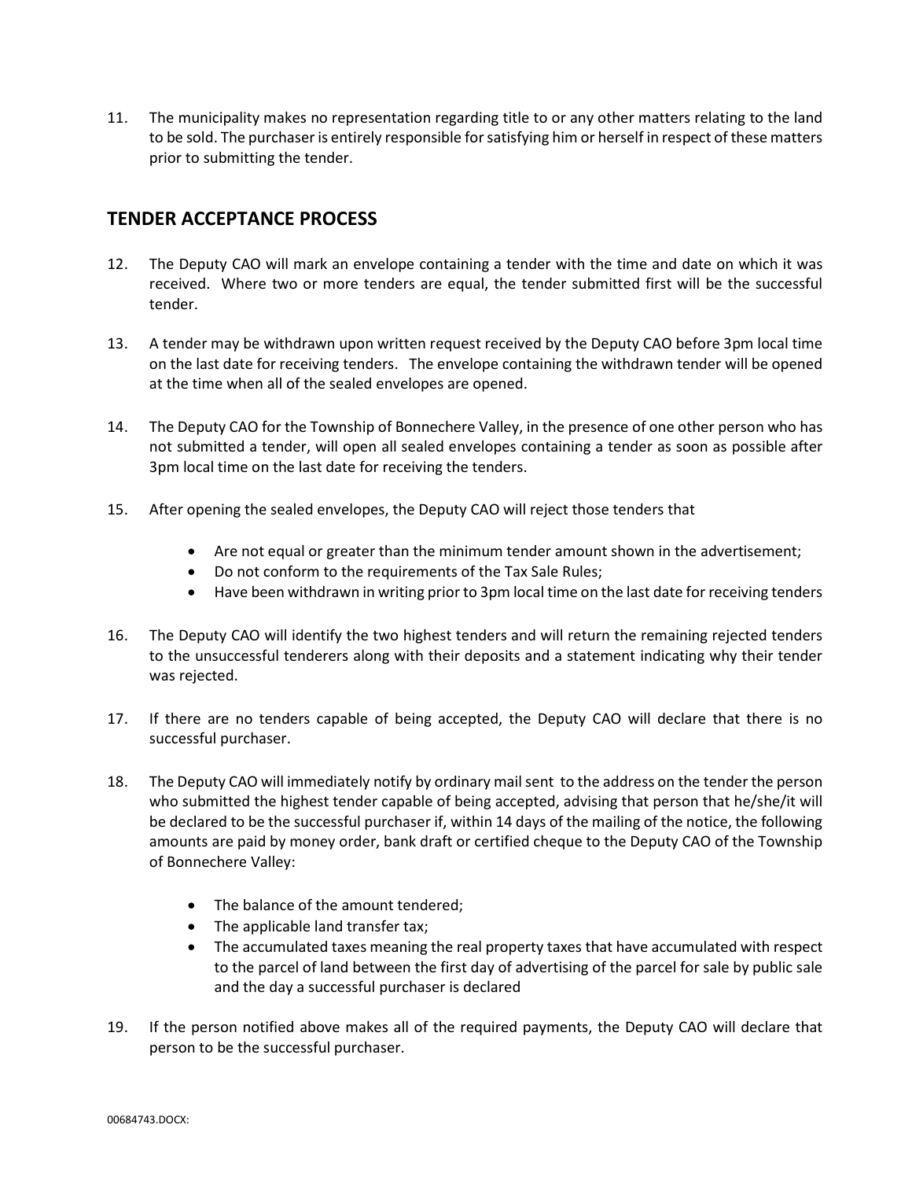11. The municipality makes no representation regarding title to or any other matters relating to the land to be sold. The purchaser is entirely responsible for satisfying him or herself in respect of these matters prior to submitting the tender.

## TENDER ACCEPTANCE PROCESS

12. The Deputy CAO will mark an envelope containing a tender with the time and date on which it was received. Where two or more tenders are equal, the tender submitted first will be the successful tender.

13. A tender may be withdrawn upon written request received by the Deputy CAO before 3pm local time on the last date for receiving tenders. The envelope containing the withdrawn tender will be opened at the time when all of the sealed envelopes are opened.

14. The Deputy CAO for the Township of Bonnechere Valley, in the presence of one other person who has not submitted a tender, will open all sealed envelopes containing a tender as soon as possible after 3pm local time on the last date for receiving the tenders.

15. After opening the sealed envelopes, the Deputy CAO will reject those tenders that
    - Are not equal or greater than the minimum tender amount shown in the advertisement;
    - Do not conform to the requirements of the Tax Sale Rules;
    - Have been withdrawn in writing prior to 3pm local time on the last date for receiving tenders

16. The Deputy CAO will identify the two highest tenders and will return the remaining rejected tenders to the unsuccessful tenderers along with their deposits and a statement indicating why their tender was rejected.

17. If there are no tenders capable of being accepted, the Deputy CAO will declare that there is no successful purchaser.

18. The Deputy CAO will immediately notify by ordinary mail sent to the address on the tender the person who submitted the highest tender capable of being accepted, advising that person that he/she/it will be declared to be the successful purchaser if, within 14 days of the mailing of the notice, the following amounts are paid by money order, bank draft or certified cheque to the Deputy CAO of the Township of Bonnechere Valley:
    - The balance of the amount tendered;
    - The applicable land transfer tax;
    - The accumulated taxes meaning the real property taxes that have accumulated with respect to the parcel of land between the first day of advertising of the parcel for sale by public sale and the day a successful purchaser is declared

19. If the person notified above makes all of the required payments, the Deputy CAO will declare that person to be the successful purchaser.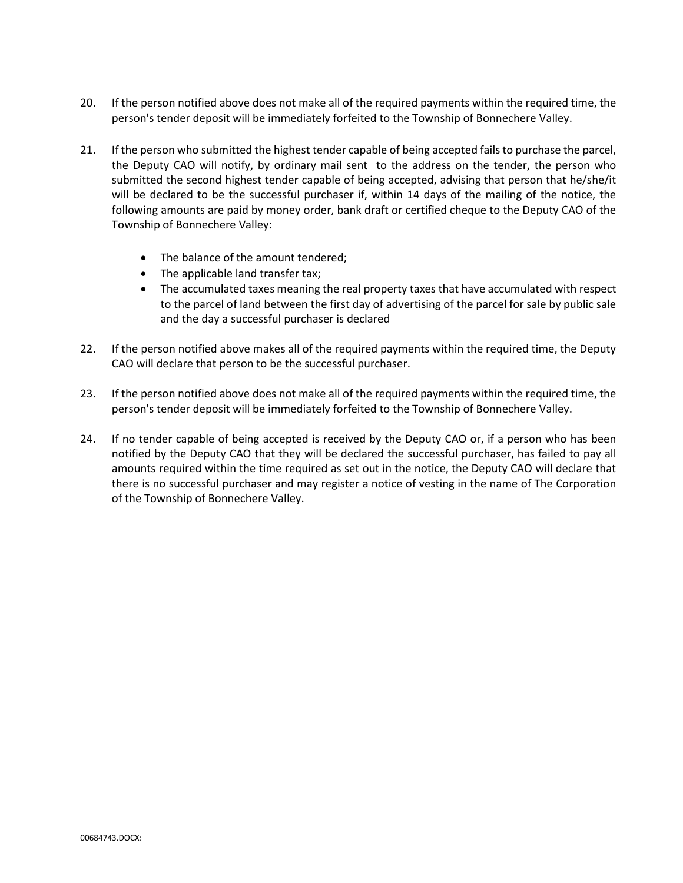20. If the person notified above does not make all of the required payments within the required time, the person's tender deposit will be immediately forfeited to the Township of Bonnechere Valley.

21. If the person who submitted the highest tender capable of being accepted fails to purchase the parcel, the Deputy CAO will notify, by ordinary mail sent to the address on the tender, the person who submitted the second highest tender capable of being accepted, advising that person that he/she/it will be declared to be the successful purchaser if, within 14 days of the mailing of the notice, the following amounts are paid by money order, bank draft or certified cheque to the Deputy CAO of the Township of Bonnechere Valley:

    - The balance of the amount tendered;
    - The applicable land transfer tax;
    - The accumulated taxes meaning the real property taxes that have accumulated with respect to the parcel of land between the first day of advertising of the parcel for sale by public sale and the day a successful purchaser is declared

22. If the person notified above makes all of the required payments within the required time, the Deputy CAO will declare that person to be the successful purchaser.

23. If the person notified above does not make all of the required payments within the required time, the person's tender deposit will be immediately forfeited to the Township of Bonnechere Valley.

24. If no tender capable of being accepted is received by the Deputy CAO or, if a person who has been notified by the Deputy CAO that they will be declared the successful purchaser, has failed to pay all amounts required within the time required as set out in the notice, the Deputy CAO will declare that there is no successful purchaser and may register a notice of vesting in the name of The Corporation of the Township of Bonnechere Valley.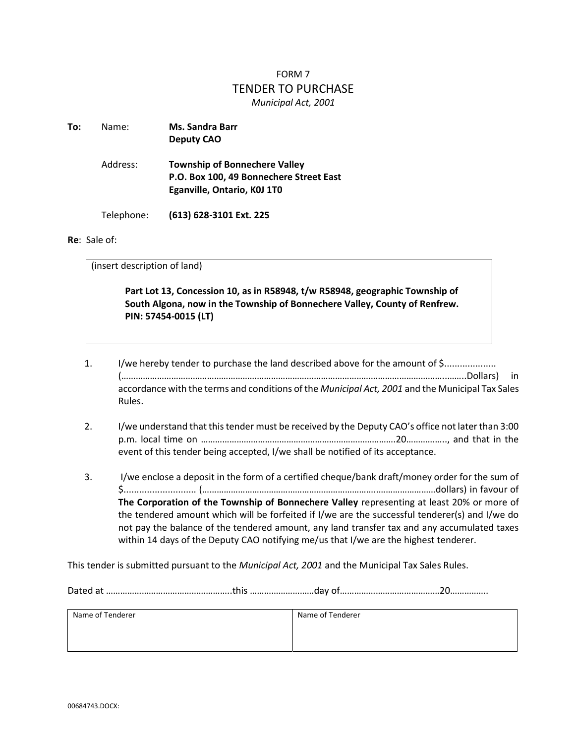FORM 7

# TENDER TO PURCHASE

*Municipal Act, 2001*

**To:** Name: **Ms. Sandra Barr**
**Deputy CAO**

Address: **Township of Bonnechere Valley**
**P.O. Box 100, 49 Bonnechere Street East**
**Eganville, Ontario, K0J 1T0**

Telephone: **(613) 628-3101 Ext. 225**

**Re**: Sale of:

| (insert description of land)<br><br>**Part Lot 13, Concession 10, as in R58948, t/w R58948, geographic Township of South Algona, now in the Township of Bonnechere Valley, County of Renfrew. PIN: 57454-0015 (LT)** |
|---|

1. I/we hereby tender to purchase the land described above for the amount of $................... (……………………………………………………………………………………………………………………..Dollars) in accordance with the terms and conditions of the *Municipal Act, 2001* and the Municipal Tax Sales Rules.

2. I/we understand that this tender must be received by the Deputy CAO's office not later than 3:00 p.m. local time on ……………………………………………………………………….20…………….., and that in the event of this tender being accepted, I/we shall be notified of its acceptance.

3. I/we enclose a deposit in the form of a certified cheque/bank draft/money order for the sum of $........................... (………………………………………………………………………………………dollars) in favour of **The Corporation of the Township of Bonnechere Valley** representing at least 20% or more of the tendered amount which will be forfeited if I/we are the successful tenderer(s) and I/we do not pay the balance of the tendered amount, any land transfer tax and any accumulated taxes within 14 days of the Deputy CAO notifying me/us that I/we are the highest tenderer.

This tender is submitted pursuant to the *Municipal Act, 2001* and the Municipal Tax Sales Rules.

Dated at ……………………………………………..this ……………………day of……………………………………20…………….

| Name of Tenderer | Name of Tenderer |
|---|---|
| | |

00684743.DOCX: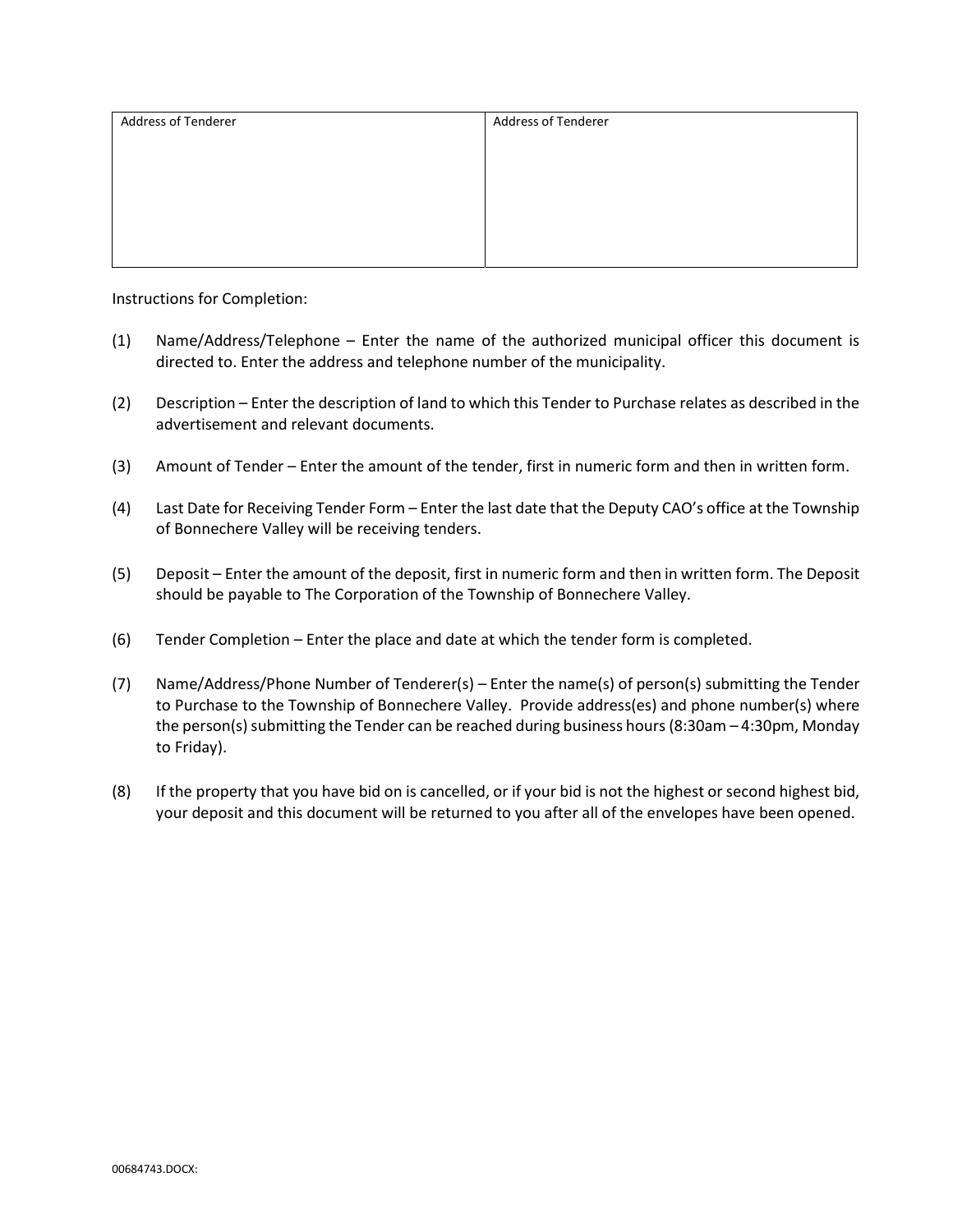| Address of Tenderer | Address of Tenderer |
| --- | --- |
| | |

Instructions for Completion:

(1) Name/Address/Telephone – Enter the name of the authorized municipal officer this document is directed to. Enter the address and telephone number of the municipality.

(2) Description – Enter the description of land to which this Tender to Purchase relates as described in the advertisement and relevant documents.

(3) Amount of Tender – Enter the amount of the tender, first in numeric form and then in written form.

(4) Last Date for Receiving Tender Form – Enter the last date that the Deputy CAO's office at the Township of Bonnechere Valley will be receiving tenders.

(5) Deposit – Enter the amount of the deposit, first in numeric form and then in written form. The Deposit should be payable to The Corporation of the Township of Bonnechere Valley.

(6) Tender Completion – Enter the place and date at which the tender form is completed.

(7) Name/Address/Phone Number of Tenderer(s) – Enter the name(s) of person(s) submitting the Tender to Purchase to the Township of Bonnechere Valley. Provide address(es) and phone number(s) where the person(s) submitting the Tender can be reached during business hours (8:30am – 4:30pm, Monday to Friday).

(8) If the property that you have bid on is cancelled, or if your bid is not the highest or second highest bid, your deposit and this document will be returned to you after all of the envelopes have been opened.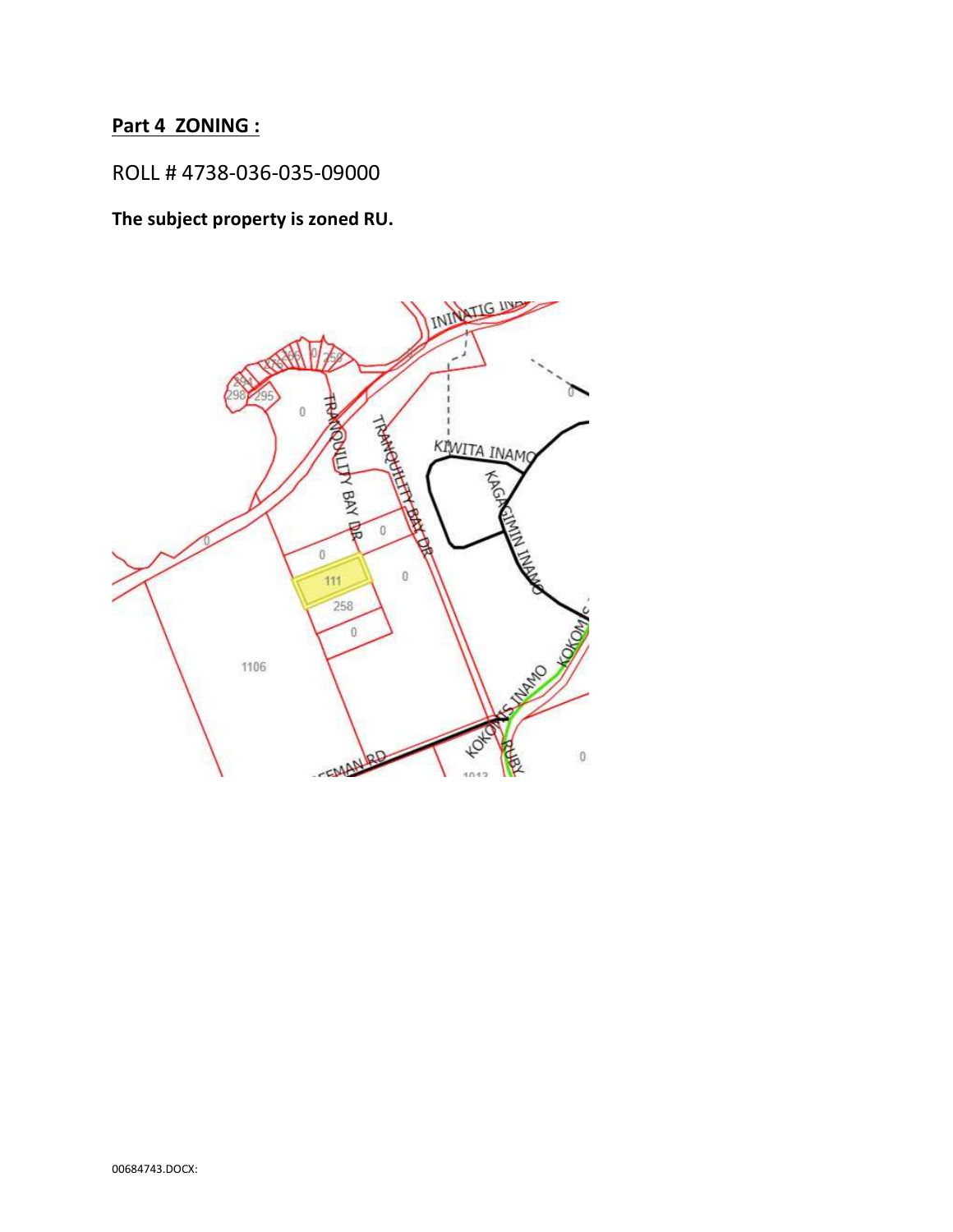**Part 4 ZONING :**

ROLL # 4738-036-035-09000

**The subject property is zoned RU.**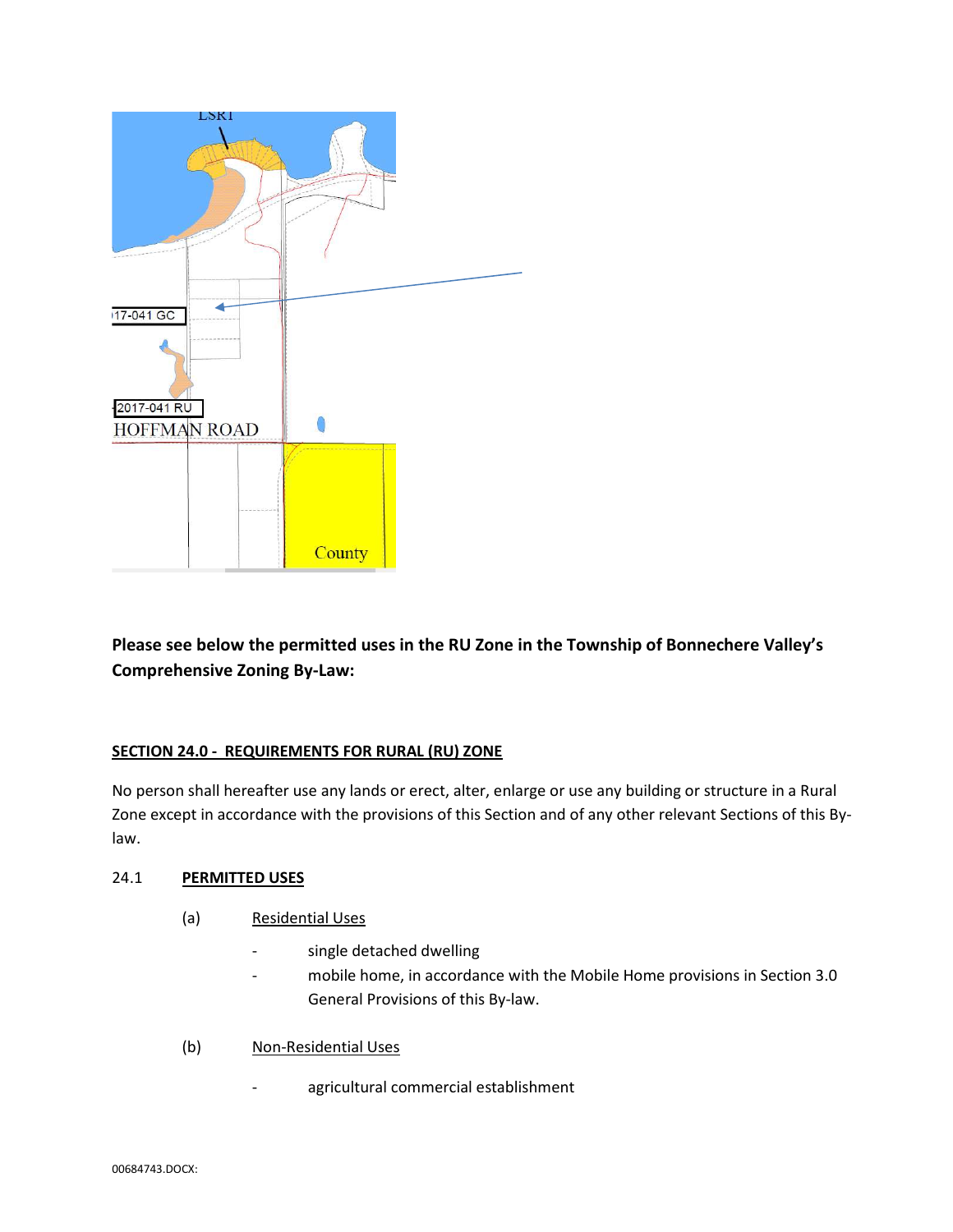**Please see below the permitted uses in the RU Zone in the Township of Bonnechere Valley's Comprehensive Zoning By-Law:**

**SECTION 24.0 - REQUIREMENTS FOR RURAL (RU) ZONE**

No person shall hereafter use any lands or erect, alter, enlarge or use any building or structure in a Rural Zone except in accordance with the provisions of this Section and of any other relevant Sections of this By-law.

24.1 **PERMITTED USES**

(a) Residential Uses

- single detached dwelling
- mobile home, in accordance with the Mobile Home provisions in Section 3.0 General Provisions of this By-law.

(b) Non-Residential Uses

- agricultural commercial establishment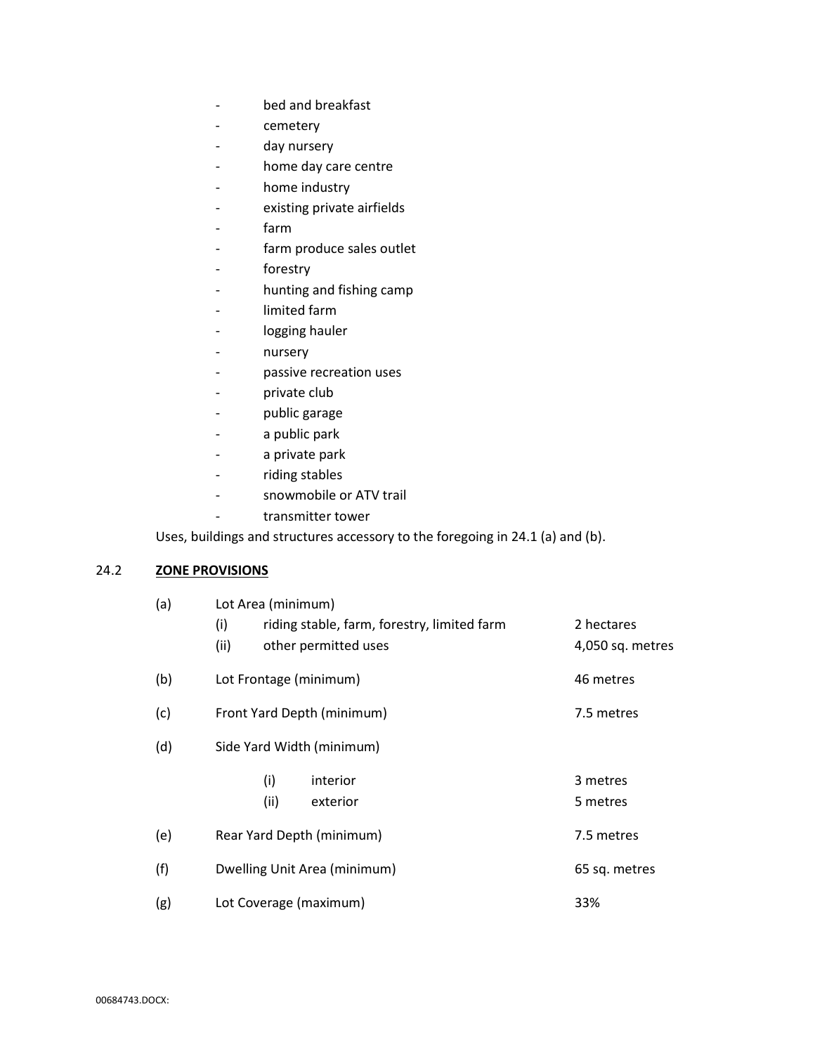- bed and breakfast
- cemetery
- day nursery
- home day care centre
- home industry
- existing private airfields
- farm
- farm produce sales outlet
- forestry
- hunting and fishing camp
- limited farm
- logging hauler
- nursery
- passive recreation uses
- private club
- public garage
- a public park
- a private park
- riding stables
- snowmobile or ATV trail
- transmitter tower

Uses, buildings and structures accessory to the foregoing in 24.1 (a) and (b).

## 24.2 **ZONE PROVISIONS**

| | | |
|---|---|---|
| (a) | Lot Area (minimum) | |
| | (i) riding stable, farm, forestry, limited farm | 2 hectares |
| | (ii) other permitted uses | 4,050 sq. metres |
| (b) | Lot Frontage (minimum) | 46 metres |
| (c) | Front Yard Depth (minimum) | 7.5 metres |
| (d) | Side Yard Width (minimum) | |
| | (i) interior | 3 metres |
| | (ii) exterior | 5 metres |
| (e) | Rear Yard Depth (minimum) | 7.5 metres |
| (f) | Dwelling Unit Area (minimum) | 65 sq. metres |
| (g) | Lot Coverage (maximum) | 33% |

00684743.DOCX: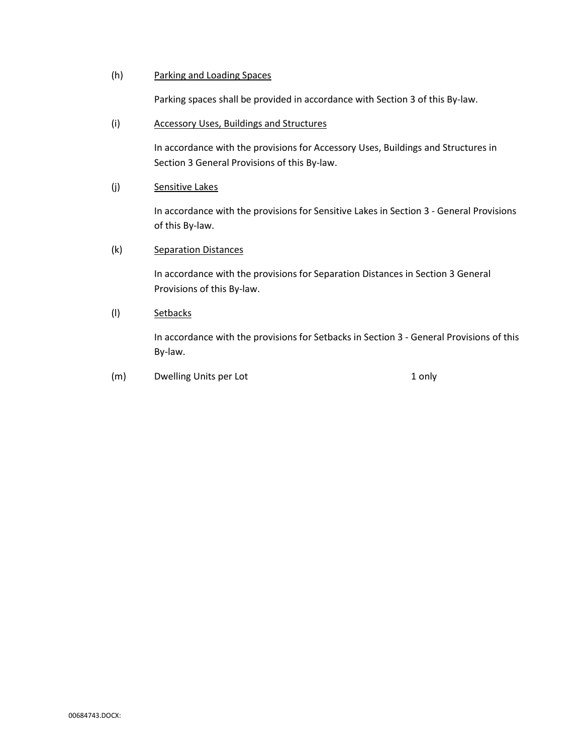(h) <u>Parking and Loading Spaces</u>

Parking spaces shall be provided in accordance with Section 3 of this By-law.

(i) <u>Accessory Uses, Buildings and Structures</u>

In accordance with the provisions for Accessory Uses, Buildings and Structures in Section 3 General Provisions of this By-law.

(j) <u>Sensitive Lakes</u>

In accordance with the provisions for Sensitive Lakes in Section 3 - General Provisions of this By-law.

(k) <u>Separation Distances</u>

In accordance with the provisions for Separation Distances in Section 3 General Provisions of this By-law.

(l) <u>Setbacks</u>

In accordance with the provisions for Setbacks in Section 3 - General Provisions of this By-law.

(m) Dwelling Units per Lot 1 only

00684743.DOCX: